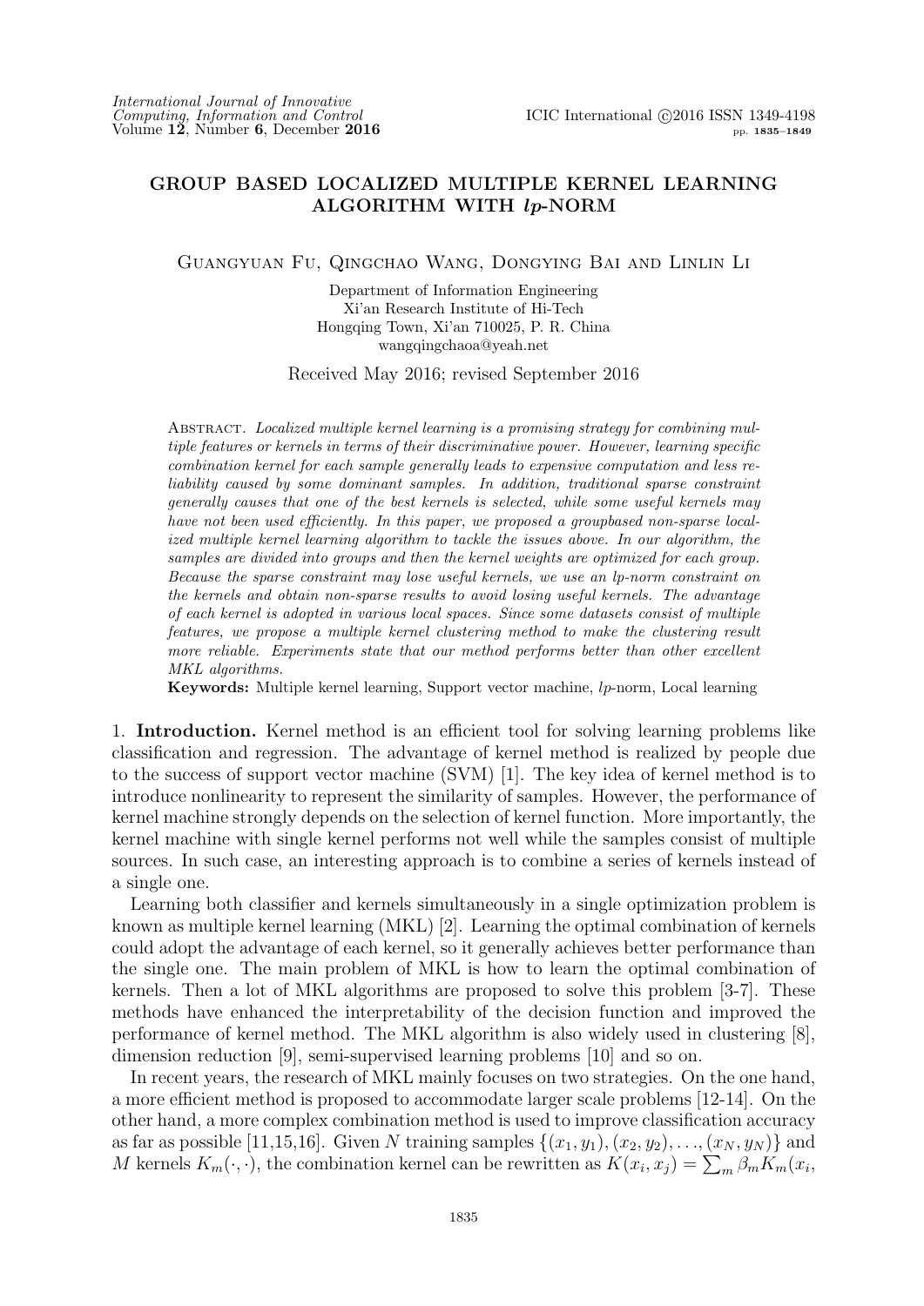# GROUP BASED LOCALIZED MULTIPLE KERNEL LEARNING ALGORITHM WITH $lp$-NORM

Guangyuan Fu, Qingchao Wang, Dongying Bai and Linlin Li

Department of Information Engineering
Xi'an Research Institute of Hi-Tech
Hongqing Town, Xi'an 710025, P. R. China
wangqingchaoa@yeah.net

Received May 2016; revised September 2016

Abstract. *Localized multiple kernel learning is a promising strategy for combining multiple features or kernels in terms of their discriminative power. However, learning specific combination kernel for each sample generally leads to expensive computation and less reliability caused by some dominant samples. In addition, traditional sparse constraint generally causes that one of the best kernels is selected, while some useful kernels may have not been used efficiently. In this paper, we proposed a groupbased non-sparse localized multiple kernel learning algorithm to tackle the issues above. In our algorithm, the samples are divided into groups and then the kernel weights are optimized for each group. Because the sparse constraint may lose useful kernels, we use an lp-norm constraint on the kernels and obtain non-sparse results to avoid losing useful kernels. The advantage of each kernel is adopted in various local spaces. Since some datasets consist of multiple features, we propose a multiple kernel clustering method to make the clustering result more reliable. Experiments state that our method performs better than other excellent MKL algorithms.*

**Keywords:** Multiple kernel learning, Support vector machine, $lp$-norm, Local learning

**1. Introduction.** Kernel method is an efficient tool for solving learning problems like classification and regression. The advantage of kernel method is realized by people due to the success of support vector machine (SVM) [1]. The key idea of kernel method is to introduce nonlinearity to represent the similarity of samples. However, the performance of kernel machine strongly depends on the selection of kernel function. More importantly, the kernel machine with single kernel performs not well while the samples consist of multiple sources. In such case, an interesting approach is to combine a series of kernels instead of a single one.

Learning both classifier and kernels simultaneously in a single optimization problem is known as multiple kernel learning (MKL) [2]. Learning the optimal combination of kernels could adopt the advantage of each kernel, so it generally achieves better performance than the single one. The main problem of MKL is how to learn the optimal combination of kernels. Then a lot of MKL algorithms are proposed to solve this problem [3-7]. These methods have enhanced the interpretability of the decision function and improved the performance of kernel method. The MKL algorithm is also widely used in clustering [8], dimension reduction [9], semi-supervised learning problems [10] and so on.

In recent years, the research of MKL mainly focuses on two strategies. On the one hand, a more efficient method is proposed to accommodate larger scale problems [12-14]. On the other hand, a more complex combination method is used to improve classification accuracy as far as possible [11,15,16]. Given $N$ training samples $\{(x_1, y_1), (x_2, y_2), \ldots, (x_N, y_N)\}$ and $M$ kernels $K_m(\cdot, \cdot)$, the combination kernel can be rewritten as $K(x_i, x_j) = \sum_m \beta_m K_m(x_i,$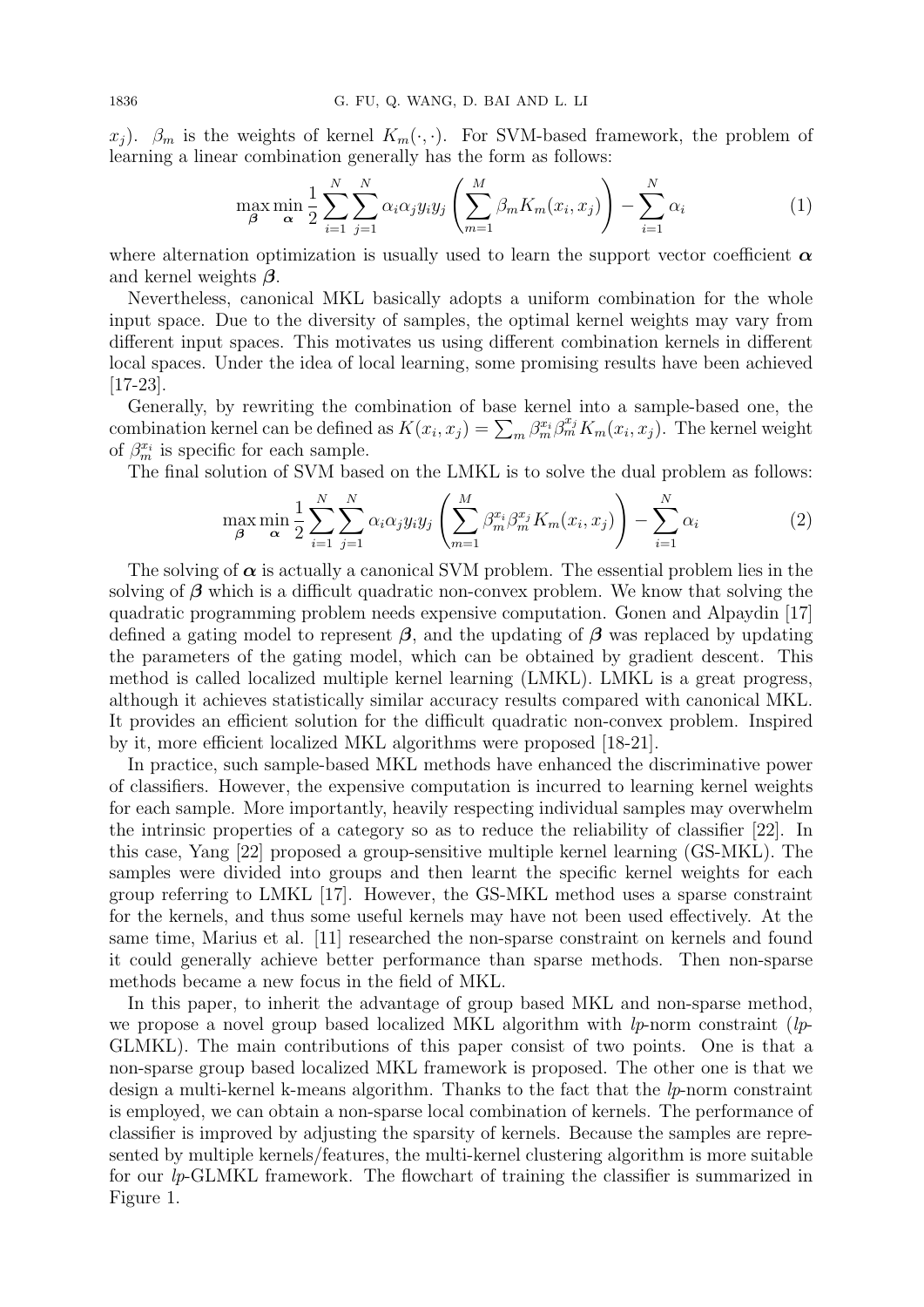$x_j$). $\beta_m$ is the weights of kernel $K_m(\cdot,\cdot)$. For SVM-based framework, the problem of learning a linear combination generally has the form as follows:

$$\max_{\boldsymbol{\beta}} \min_{\boldsymbol{\alpha}} \frac{1}{2} \sum_{i=1}^{N} \sum_{j=1}^{N} \alpha_i \alpha_j y_i y_j \left( \sum_{m=1}^{M} \beta_m K_m(x_i, x_j) \right) - \sum_{i=1}^{N} \alpha_i \tag{1}$$

where alternation optimization is usually used to learn the support vector coefficient $\boldsymbol{\alpha}$ and kernel weights $\boldsymbol{\beta}$.

Nevertheless, canonical MKL basically adopts a uniform combination for the whole input space. Due to the diversity of samples, the optimal kernel weights may vary from different input spaces. This motivates us using different combination kernels in different local spaces. Under the idea of local learning, some promising results have been achieved [17-23].

Generally, by rewriting the combination of base kernel into a sample-based one, the combination kernel can be defined as $K(x_i, x_j) = \sum_m \beta_m^{x_i} \beta_m^{x_j} K_m(x_i, x_j)$. The kernel weight of $\beta_m^{x_i}$ is specific for each sample.

The final solution of SVM based on the LMKL is to solve the dual problem as follows:

$$\max_{\boldsymbol{\beta}} \min_{\boldsymbol{\alpha}} \frac{1}{2} \sum_{i=1}^{N} \sum_{j=1}^{N} \alpha_i \alpha_j y_i y_j \left( \sum_{m=1}^{M} \beta_m^{x_i} \beta_m^{x_j} K_m(x_i, x_j) \right) - \sum_{i=1}^{N} \alpha_i \tag{2}$$

The solving of $\boldsymbol{\alpha}$ is actually a canonical SVM problem. The essential problem lies in the solving of $\boldsymbol{\beta}$ which is a difficult quadratic non-convex problem. We know that solving the quadratic programming problem needs expensive computation. Gonen and Alpaydin [17] defined a gating model to represent $\boldsymbol{\beta}$, and the updating of $\boldsymbol{\beta}$ was replaced by updating the parameters of the gating model, which can be obtained by gradient descent. This method is called localized multiple kernel learning (LMKL). LMKL is a great progress, although it achieves statistically similar accuracy results compared with canonical MKL. It provides an efficient solution for the difficult quadratic non-convex problem. Inspired by it, more efficient localized MKL algorithms were proposed [18-21].

In practice, such sample-based MKL methods have enhanced the discriminative power of classifiers. However, the expensive computation is incurred to learning kernel weights for each sample. More importantly, heavily respecting individual samples may overwhelm the intrinsic properties of a category so as to reduce the reliability of classifier [22]. In this case, Yang [22] proposed a group-sensitive multiple kernel learning (GS-MKL). The samples were divided into groups and then learnt the specific kernel weights for each group referring to LMKL [17]. However, the GS-MKL method uses a sparse constraint for the kernels, and thus some useful kernels may have not been used effectively. At the same time, Marius et al. [11] researched the non-sparse constraint on kernels and found it could generally achieve better performance than sparse methods. Then non-sparse methods became a new focus in the field of MKL.

In this paper, to inherit the advantage of group based MKL and non-sparse method, we propose a novel group based localized MKL algorithm with *lp*-norm constraint (*lp*-GLMKL). The main contributions of this paper consist of two points. One is that a non-sparse group based localized MKL framework is proposed. The other one is that we design a multi-kernel k-means algorithm. Thanks to the fact that the *lp*-norm constraint is employed, we can obtain a non-sparse local combination of kernels. The performance of classifier is improved by adjusting the sparsity of kernels. Because the samples are represented by multiple kernels/features, the multi-kernel clustering algorithm is more suitable for our *lp*-GLMKL framework. The flowchart of training the classifier is summarized in Figure 1.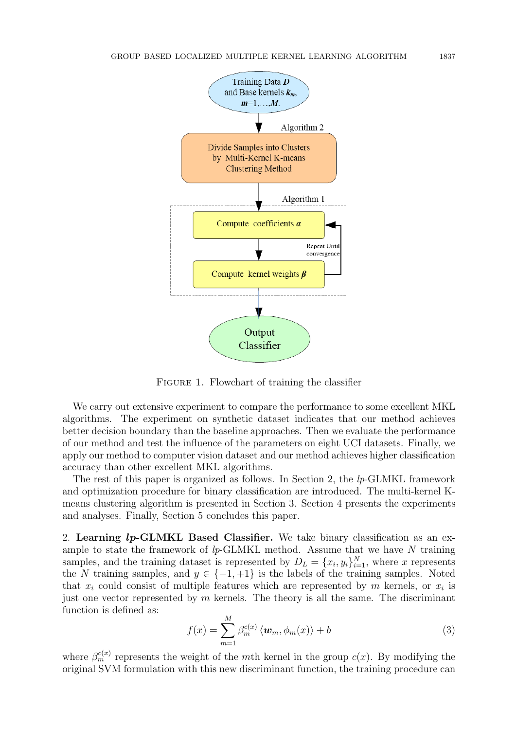FIGURE 1. Flowchart of training the classifier

We carry out extensive experiment to compare the performance to some excellent MKL algorithms. The experiment on synthetic dataset indicates that our method achieves better decision boundary than the baseline approaches. Then we evaluate the performance of our method and test the influence of the parameters on eight UCI datasets. Finally, we apply our method to computer vision dataset and our method achieves higher classification accuracy than other excellent MKL algorithms.

The rest of this paper is organized as follows. In Section 2, the *lp*-GLMKL framework and optimization procedure for binary classification are introduced. The multi-kernel K-means clustering algorithm is presented in Section 3. Section 4 presents the experiments and analyses. Finally, Section 5 concludes this paper.

2. **Learning *lp*-GLMKL Based Classifier.** We take binary classification as an example to state the framework of *lp*-GLMKL method. Assume that we have $N$ training samples, and the training dataset is represented by $D_L = \{x_i, y_i\}_{i=1}^N$, where $x$ represents the $N$ training samples, and $y \in \{-1, +1\}$ is the labels of the training samples. Noted that $x_i$ could consist of multiple features which are represented by $m$ kernels, or $x_i$ is just one vector represented by $m$ kernels. The theory is all the same. The discriminant function is defined as:

$$f(x) = \sum_{m=1}^{M} \beta_m^{c(x)} \langle \boldsymbol{w}_m, \phi_m(x) \rangle + b \tag{3}$$

where $\beta_m^{c(x)}$ represents the weight of the $m$th kernel in the group $c(x)$. By modifying the original SVM formulation with this new discriminant function, the training procedure can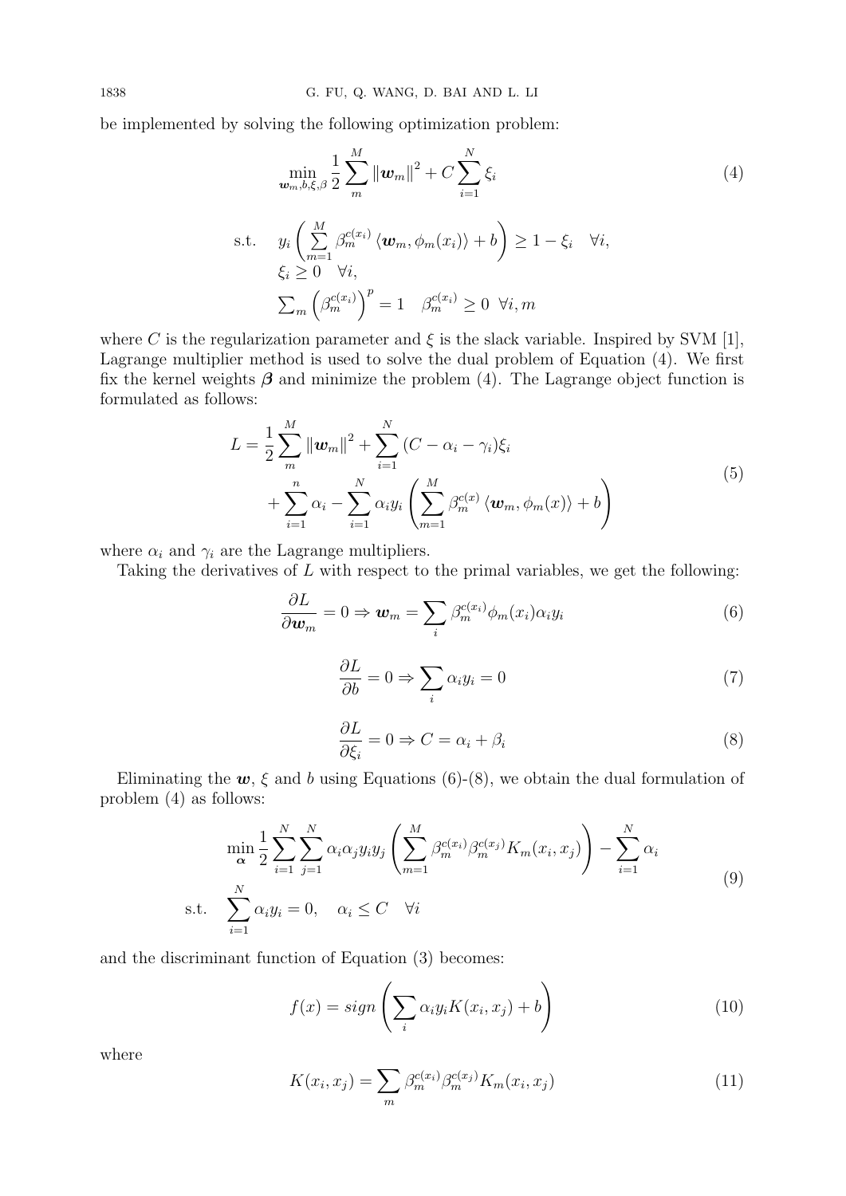be implemented by solving the following optimization problem:

$$
\min_{\boldsymbol{w}_m, b, \xi, \beta} \frac{1}{2} \sum_{m}^{M} \|\boldsymbol{w}_m\|^2 + C \sum_{i=1}^{N} \xi_i \tag{4}
$$

$$
\begin{aligned}
\text{s.t.} \quad & y_i \left( \sum_{m=1}^{M} \beta_m^{c(x_i)} \langle \boldsymbol{w}_m, \phi_m(x_i) \rangle + b \right) \geq 1 - \xi_i \quad \forall i, \\
& \xi_i \geq 0 \quad \forall i, \\
& \textstyle\sum_m \left( \beta_m^{c(x_i)} \right)^p = 1 \quad \beta_m^{c(x_i)} \geq 0 \;\; \forall i, m
\end{aligned}
$$

where $C$ is the regularization parameter and $\xi$ is the slack variable. Inspired by SVM [1], Lagrange multiplier method is used to solve the dual problem of Equation (4). We first fix the kernel weights $\boldsymbol{\beta}$ and minimize the problem (4). The Lagrange object function is formulated as follows:

$$
\begin{aligned}
L = & \frac{1}{2} \sum_{m}^{M} \|\boldsymbol{w}_m\|^2 + \sum_{i=1}^{N} (C - \alpha_i - \gamma_i) \xi_i \\
& + \sum_{i=1}^{n} \alpha_i - \sum_{i=1}^{N} \alpha_i y_i \left( \sum_{m=1}^{M} \beta_m^{c(x)} \langle \boldsymbol{w}_m, \phi_m(x) \rangle + b \right)
\end{aligned} \tag{5}
$$

where $\alpha_i$ and $\gamma_i$ are the Lagrange multipliers.

Taking the derivatives of $L$ with respect to the primal variables, we get the following:

$$
\frac{\partial L}{\partial \boldsymbol{w}_m} = 0 \Rightarrow \boldsymbol{w}_m = \sum_i \beta_m^{c(x_i)} \phi_m(x_i) \alpha_i y_i \tag{6}
$$

$$
\frac{\partial L}{\partial b} = 0 \Rightarrow \sum_i \alpha_i y_i = 0 \tag{7}
$$

$$
\frac{\partial L}{\partial \xi_i} = 0 \Rightarrow C = \alpha_i + \beta_i \tag{8}
$$

Eliminating the $\boldsymbol{w}$, $\xi$ and $b$ using Equations (6)-(8), we obtain the dual formulation of problem (4) as follows:

$$
\begin{aligned}
\min_{\boldsymbol{\alpha}} & \frac{1}{2} \sum_{i=1}^{N} \sum_{j=1}^{N} \alpha_i \alpha_j y_i y_j \left( \sum_{m=1}^{M} \beta_m^{c(x_i)} \beta_m^{c(x_j)} K_m(x_i, x_j) \right) - \sum_{i=1}^{N} \alpha_i \\
\text{s.t.} \quad & \sum_{i=1}^{N} \alpha_i y_i = 0, \quad \alpha_i \leq C \quad \forall i
\end{aligned} \tag{9}
$$

and the discriminant function of Equation (3) becomes:

$$
f(x) = sign \left( \sum_i \alpha_i y_i K(x_i, x_j) + b \right) \tag{10}
$$

where

$$
K(x_i, x_j) = \sum_m \beta_m^{c(x_i)} \beta_m^{c(x_j)} K_m(x_i, x_j) \tag{11}
$$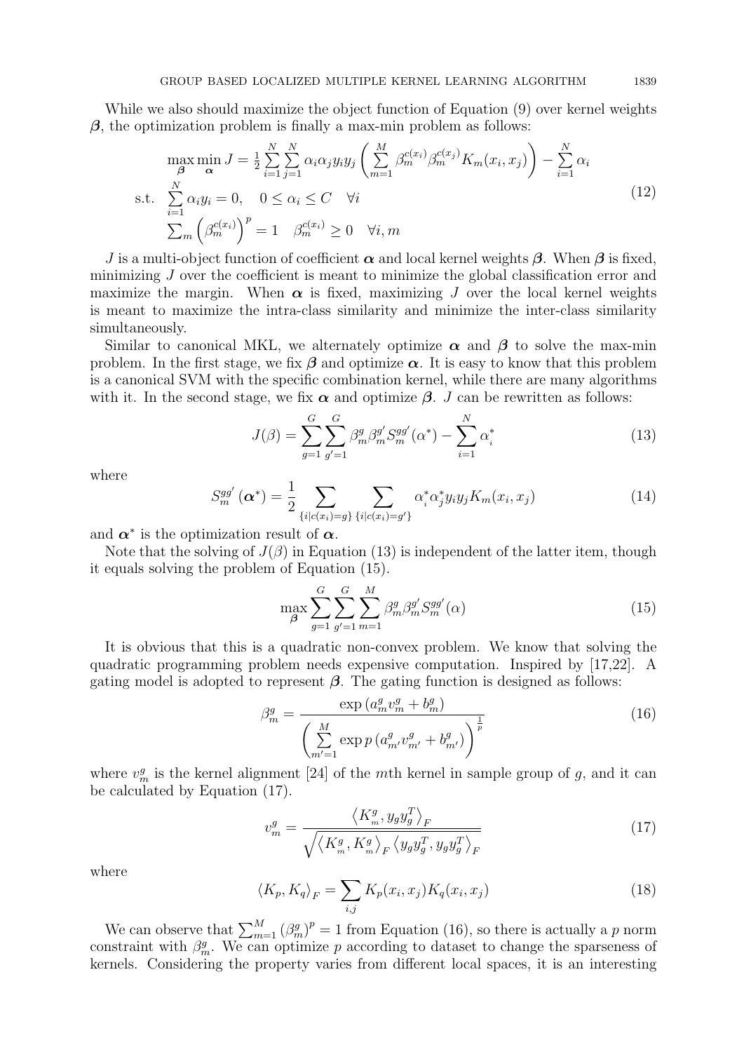While we also should maximize the object function of Equation (9) over kernel weights $\boldsymbol{\beta}$, the optimization problem is finally a max-min problem as follows:

$$
\begin{aligned}
&\max_{\boldsymbol{\beta}} \min_{\boldsymbol{\alpha}} J = \frac{1}{2}\sum_{i=1}^{N}\sum_{j=1}^{N} \alpha_i \alpha_j y_i y_j \left(\sum_{m=1}^{M} \beta_m^{c(x_i)} \beta_m^{c(x_j)} K_m(x_i, x_j)\right) - \sum_{i=1}^{N} \alpha_i \\
&\text{s.t.} \quad \sum_{i=1}^{N} \alpha_i y_i = 0, \quad 0 \le \alpha_i \le C \quad \forall i \\
&\qquad \sum_m \left(\beta_m^{c(x_i)}\right)^p = 1 \quad \beta_m^{c(x_i)} \ge 0 \quad \forall i, m
\end{aligned}
\tag{12}
$$

$J$ is a multi-object function of coefficient $\boldsymbol{\alpha}$ and local kernel weights $\boldsymbol{\beta}$. When $\boldsymbol{\beta}$ is fixed, minimizing $J$ over the coefficient is meant to minimize the global classification error and maximize the margin. When $\boldsymbol{\alpha}$ is fixed, maximizing $J$ over the local kernel weights is meant to maximize the intra-class similarity and minimize the inter-class similarity simultaneously.

Similar to canonical MKL, we alternately optimize $\boldsymbol{\alpha}$ and $\boldsymbol{\beta}$ to solve the max-min problem. In the first stage, we fix $\boldsymbol{\beta}$ and optimize $\boldsymbol{\alpha}$. It is easy to know that this problem is a canonical SVM with the specific combination kernel, while there are many algorithms with it. In the second stage, we fix $\boldsymbol{\alpha}$ and optimize $\boldsymbol{\beta}$. $J$ can be rewritten as follows:

$$
J(\beta) = \sum_{g=1}^{G}\sum_{g'=1}^{G} \beta_m^g \beta_m^{g'} S_m^{gg'}(\alpha^*) - \sum_{i=1}^{N} \alpha_i^* \tag{13}
$$

where

$$
S_m^{gg'}(\boldsymbol{\alpha}^*) = \frac{1}{2} \sum_{\{i|c(x_i)=g\}} \sum_{\{i|c(x_i)=g'\}} \alpha_i^* \alpha_j^* y_i y_j K_m(x_i, x_j) \tag{14}
$$

and $\boldsymbol{\alpha}^*$ is the optimization result of $\boldsymbol{\alpha}$.

Note that the solving of $J(\beta)$ in Equation (13) is independent of the latter item, though it equals solving the problem of Equation (15).

$$
\max_{\boldsymbol{\beta}} \sum_{g=1}^{G}\sum_{g'=1}^{G}\sum_{m=1}^{M} \beta_m^g \beta_m^{g'} S_m^{gg'}(\alpha) \tag{15}
$$

It is obvious that this is a quadratic non-convex problem. We know that solving the quadratic programming problem needs expensive computation. Inspired by [17,22]. A gating model is adopted to represent $\boldsymbol{\beta}$. The gating function is designed as follows:

$$
\beta_m^g = \frac{\exp\left(a_m^g v_m^g + b_m^g\right)}{\left(\sum_{m'=1}^{M} \exp p\left(a_{m'}^g v_{m'}^g + b_{m'}^g\right)\right)^{\frac{1}{p}}} \tag{16}
$$

where $v_m^g$ is the kernel alignment [24] of the $m$th kernel in sample group of $g$, and it can be calculated by Equation (17).

$$
v_m^g = \frac{\left\langle K_m^g, y_g y_g^T \right\rangle_F}{\sqrt{\left\langle K_m^g, K_m^g \right\rangle_F \left\langle y_g y_g^T, y_g y_g^T \right\rangle_F}} \tag{17}
$$

where

$$
\left\langle K_p, K_q \right\rangle_F = \sum_{i,j} K_p(x_i, x_j) K_q(x_i, x_j) \tag{18}
$$

We can observe that $\sum_{m=1}^{M} \left(\beta_m^g\right)^p = 1$ from Equation (16), so there is actually a $p$ norm constraint with $\beta_m^g$. We can optimize $p$ according to dataset to change the sparseness of kernels. Considering the property varies from different local spaces, it is an interesting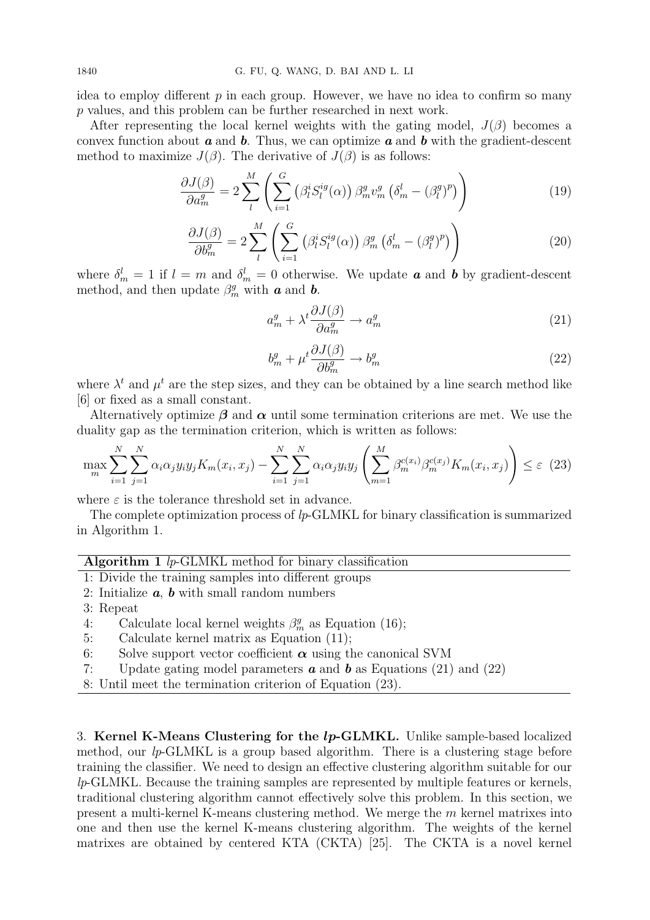idea to employ different $p$ in each group. However, we have no idea to confirm so many $p$ values, and this problem can be further researched in next work.

After representing the local kernel weights with the gating model, $J(\beta)$ becomes a convex function about $\boldsymbol{a}$ and $\boldsymbol{b}$. Thus, we can optimize $\boldsymbol{a}$ and $\boldsymbol{b}$ with the gradient-descent method to maximize $J(\beta)$. The derivative of $J(\beta)$ is as follows:

$$\frac{\partial J(\beta)}{\partial a_m^g} = 2\sum_{l}^{M}\left(\sum_{i=1}^{G}\left(\beta_l^i S_l^{ig}(\alpha)\right)\beta_m^g v_m^g\left(\delta_m^l - (\beta_l^g)^p\right)\right) \tag{19}$$

$$\frac{\partial J(\beta)}{\partial b_m^g} = 2\sum_{l}^{M}\left(\sum_{i=1}^{G}\left(\beta_l^i S_l^{ig}(\alpha)\right)\beta_m^g\left(\delta_m^l - (\beta_l^g)^p\right)\right) \tag{20}$$

where $\delta_m^l = 1$ if $l = m$ and $\delta_m^l = 0$ otherwise. We update $\boldsymbol{a}$ and $\boldsymbol{b}$ by gradient-descent method, and then update $\beta_m^g$ with $\boldsymbol{a}$ and $\boldsymbol{b}$.

$$a_m^g + \lambda^t\frac{\partial J(\beta)}{\partial a_m^g} \rightarrow a_m^g \tag{21}$$

$$b_m^g + \mu^t\frac{\partial J(\beta)}{\partial b_m^g} \rightarrow b_m^g \tag{22}$$

where $\lambda^t$ and $\mu^t$ are the step sizes, and they can be obtained by a line search method like [6] or fixed as a small constant.

Alternatively optimize $\boldsymbol{\beta}$ and $\boldsymbol{\alpha}$ until some termination criterions are met. We use the duality gap as the termination criterion, which is written as follows:

$$\max_m \sum_{i=1}^{N}\sum_{j=1}^{N}\alpha_i\alpha_j y_i y_j K_m(x_i, x_j) - \sum_{i=1}^{N}\sum_{j=1}^{N}\alpha_i\alpha_j y_i y_j\left(\sum_{m=1}^{M}\beta_m^{c(x_i)}\beta_m^{c(x_j)}K_m(x_i, x_j)\right) \leq \varepsilon \tag{23}$$

where $\varepsilon$ is the tolerance threshold set in advance.

The complete optimization process of *lp*-GLMKL for binary classification is summarized in Algorithm 1.

**Algorithm 1** *lp*-GLMKL method for binary classification

1: Divide the training samples into different groups
2: Initialize $\boldsymbol{a}$, $\boldsymbol{b}$ with small random numbers
3: Repeat
4: Calculate local kernel weights $\beta_m^g$ as Equation (16);
5: Calculate kernel matrix as Equation (11);
6: Solve support vector coefficient $\boldsymbol{\alpha}$ using the canonical SVM
7: Update gating model parameters $\boldsymbol{a}$ and $\boldsymbol{b}$ as Equations (21) and (22)
8: Until meet the termination criterion of Equation (23).

## 3. Kernel K-Means Clustering for the *lp*-GLMKL.

Unlike sample-based localized method, our *lp*-GLMKL is a group based algorithm. There is a clustering stage before training the classifier. We need to design an effective clustering algorithm suitable for our *lp*-GLMKL. Because the training samples are represented by multiple features or kernels, traditional clustering algorithm cannot effectively solve this problem. In this section, we present a multi-kernel K-means clustering method. We merge the $m$ kernel matrixes into one and then use the kernel K-means clustering algorithm. The weights of the kernel matrixes are obtained by centered KTA (CKTA) [25]. The CKTA is a novel kernel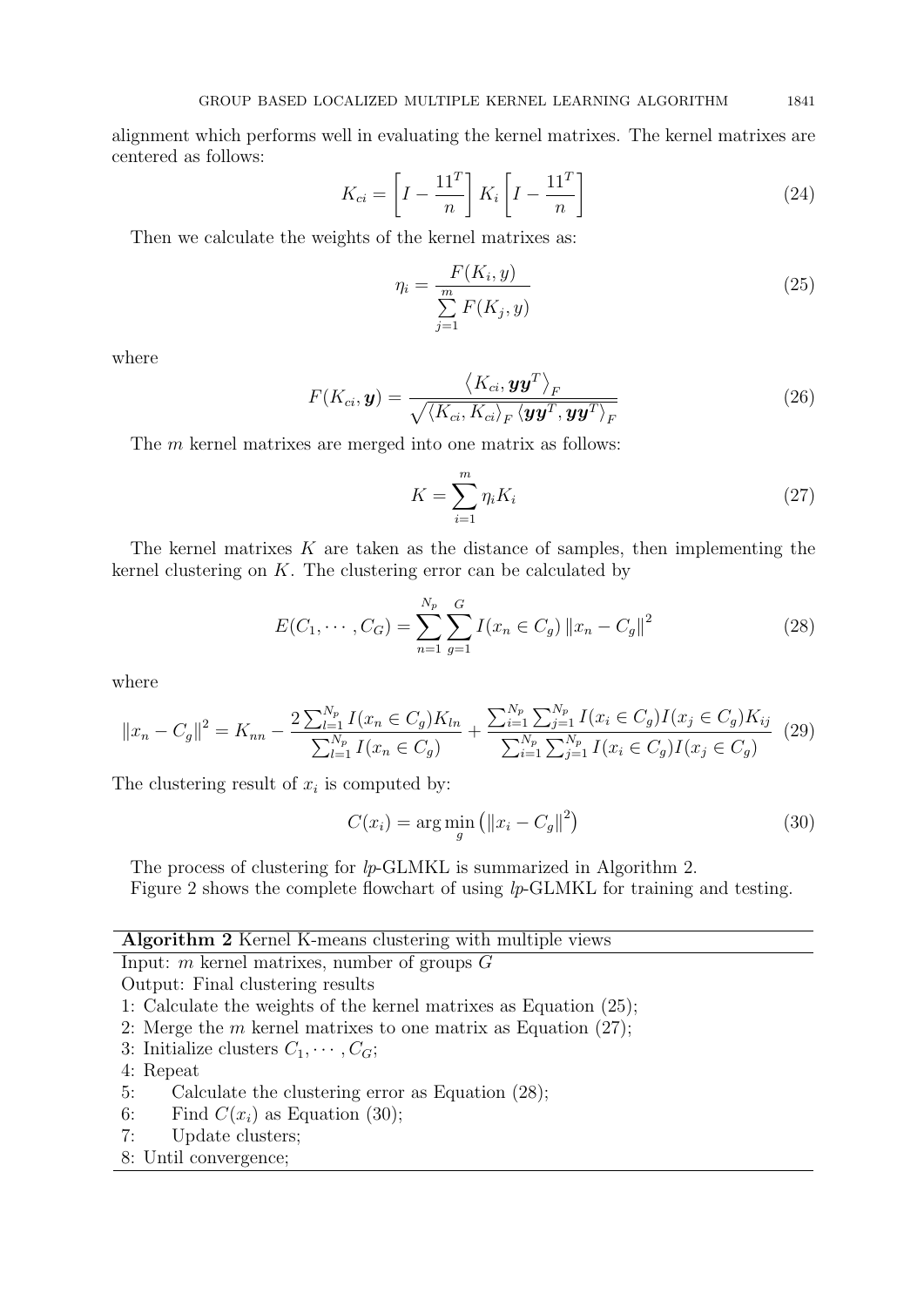alignment which performs well in evaluating the kernel matrixes. The kernel matrixes are centered as follows:

$$K_{ci} = \left[ I - \frac{11^T}{n} \right] K_i \left[ I - \frac{11^T}{n} \right] \tag{24}$$

Then we calculate the weights of the kernel matrixes as:

$$\eta_i = \frac{F(K_i, y)}{\sum\limits_{j=1}^{m} F(K_j, y)} \tag{25}$$

where

$$F(K_{ci}, \boldsymbol{y}) = \frac{\left\langle K_{ci}, \boldsymbol{y}\boldsymbol{y}^T \right\rangle_F}{\sqrt{\left\langle K_{ci}, K_{ci} \right\rangle_F \left\langle \boldsymbol{y}\boldsymbol{y}^T, \boldsymbol{y}\boldsymbol{y}^T \right\rangle_F}} \tag{26}$$

The $m$ kernel matrixes are merged into one matrix as follows:

$$K = \sum_{i=1}^{m} \eta_i K_i \tag{27}$$

The kernel matrixes $K$ are taken as the distance of samples, then implementing the kernel clustering on $K$. The clustering error can be calculated by

$$E(C_1, \cdots, C_G) = \sum_{n=1}^{N_p} \sum_{g=1}^{G} I(x_n \in C_g) \left\| x_n - C_g \right\|^2 \tag{28}$$

where

$$\left\| x_n - C_g \right\|^2 = K_{nn} - \frac{2 \sum_{l=1}^{N_p} I(x_n \in C_g) K_{ln}}{\sum_{l=1}^{N_p} I(x_n \in C_g)} + \frac{\sum_{i=1}^{N_p} \sum_{j=1}^{N_p} I(x_i \in C_g) I(x_j \in C_g) K_{ij}}{\sum_{i=1}^{N_p} \sum_{j=1}^{N_p} I(x_i \in C_g) I(x_j \in C_g)} \tag{29}$$

The clustering result of $x_i$ is computed by:

$$C(x_i) = \arg\min_g \left( \left\| x_i - C_g \right\|^2 \right) \tag{30}$$

The process of clustering for *lp*-GLMKL is summarized in Algorithm 2.

Figure 2 shows the complete flowchart of using *lp*-GLMKL for training and testing.

**Algorithm 2** Kernel K-means clustering with multiple views

Input: $m$ kernel matrixes, number of groups $G$
Output: Final clustering results
1: Calculate the weights of the kernel matrixes as Equation (25);
2: Merge the $m$ kernel matrixes to one matrix as Equation (27);
3: Initialize clusters $C_1, \cdots, C_G$;
4: Repeat
5: Calculate the clustering error as Equation (28);
6: Find $C(x_i)$ as Equation (30);
7: Update clusters;
8: Until convergence;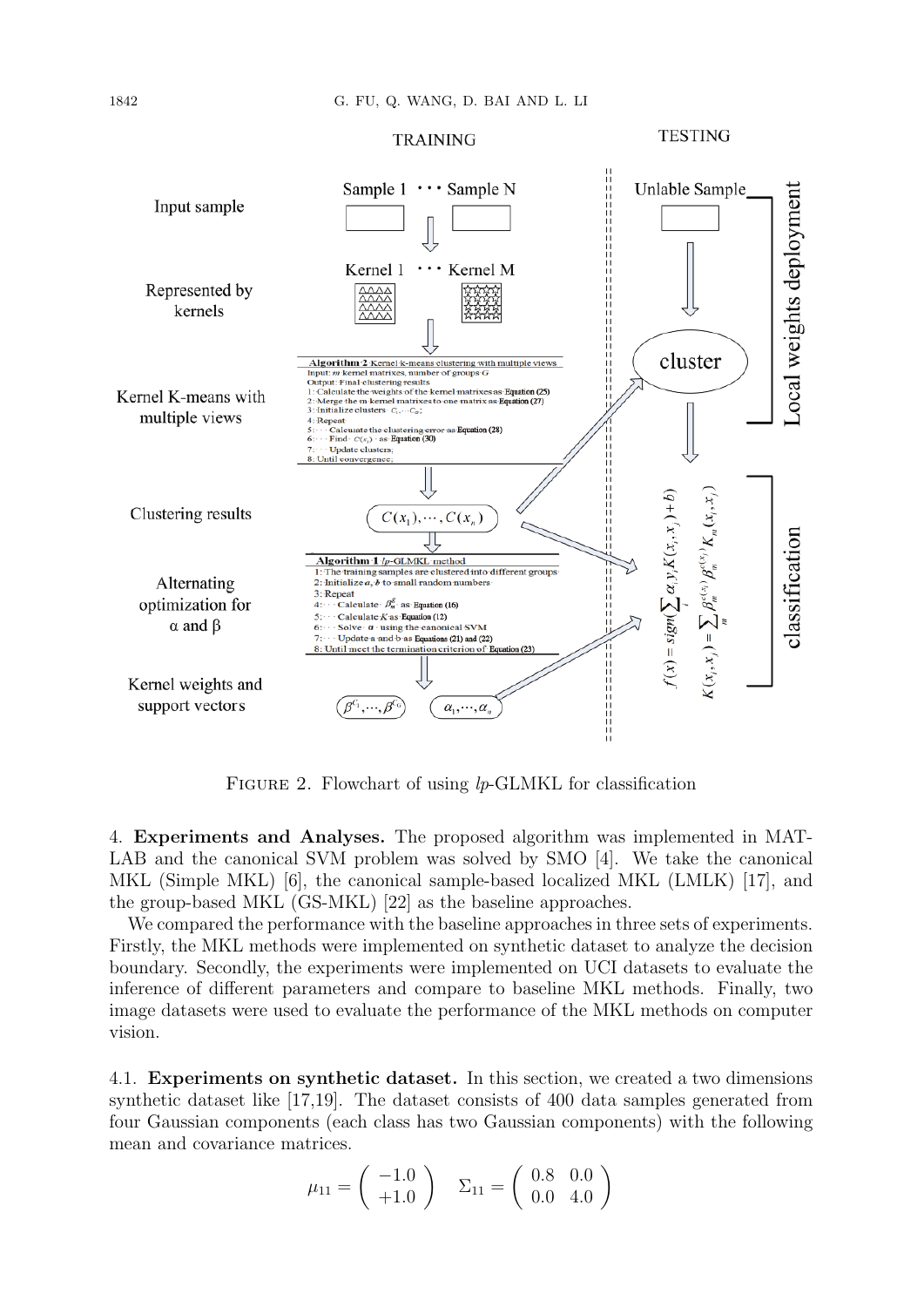TRAINING TESTING

| | TRAINING | TESTING | |
|---|---|---|---|
| Input sample | Sample 1 ··· Sample N | Unlable Sample | Local weights deployment |
| Represented by kernels | Kernel 1 ··· Kernel M | cluster | |
| Kernel K-means with multiple views | **Algorithm 2** Kernel k-means clustering with multiple views<br>Input: $m$ kernel matrixes, number of groups $G$<br>Output: Final clustering results<br>1: Calculate the weights of the kernel matrixes as Equation (25)<br>2: Merge the m kernel matrixes to one matrix as Equation (27)<br>3: Initialize clusters $C_1, \cdots C_G$;<br>4: Repeat<br>5: Calculate the clustering error as Equation (28)<br>6: Find $C(x_i)$ as Equation (30)<br>7: Update clusters;<br>8: Until convergence; | | |
| Clustering results | $C(x_1), \cdots, C(x_n)$ | $f(x) = sign(\sum_i \alpha_i y_i K(x_i, x_j) + b)$ | classification |
| Alternating optimization for α and β | **Algorithm 1** $lp$-GLMKL method<br>1: The training samples are clustered into different groups<br>2: Initialize $\alpha$, $b$ to small random numbers<br>3: Repeat<br>4: Calculate $\beta_m^g$ as Equation (16)<br>5: Calculate $K$ as Equation (12)<br>6: Solve $\alpha$ using the canonical SVM<br>7: Update a and b as Equations (21) and (22)<br>8: Until meet the termination criterion of Equation (23) | $K(x_i, x_j) = \sum_m \beta_m^{c(x_i)} \beta_m^{c(x_j)} K_m(x_i, x_j)$ | |
| Kernel weights and support vectors | $\beta^{C_1}, \cdots, \beta^{C_G}$ &nbsp; $\alpha_1, \cdots, \alpha_n$ | | |

FIGURE 2. Flowchart of using $lp$-GLMKL for classification

## 4. Experiments and Analyses.

The proposed algorithm was implemented in MATLAB and the canonical SVM problem was solved by SMO [4]. We take the canonical MKL (Simple MKL) [6], the canonical sample-based localized MKL (LMLK) [17], and the group-based MKL (GS-MKL) [22] as the baseline approaches.

We compared the performance with the baseline approaches in three sets of experiments. Firstly, the MKL methods were implemented on synthetic dataset to analyze the decision boundary. Secondly, the experiments were implemented on UCI datasets to evaluate the inference of different parameters and compare to baseline MKL methods. Finally, two image datasets were used to evaluate the performance of the MKL methods on computer vision.

### 4.1. Experiments on synthetic dataset.

In this section, we created a two dimensions synthetic dataset like [17,19]. The dataset consists of 400 data samples generated from four Gaussian components (each class has two Gaussian components) with the following mean and covariance matrices.

$$\mu_{11} = \begin{pmatrix} -1.0 \\ +1.0 \end{pmatrix} \quad \Sigma_{11} = \begin{pmatrix} 0.8 & 0.0 \\ 0.0 & 4.0 \end{pmatrix}$$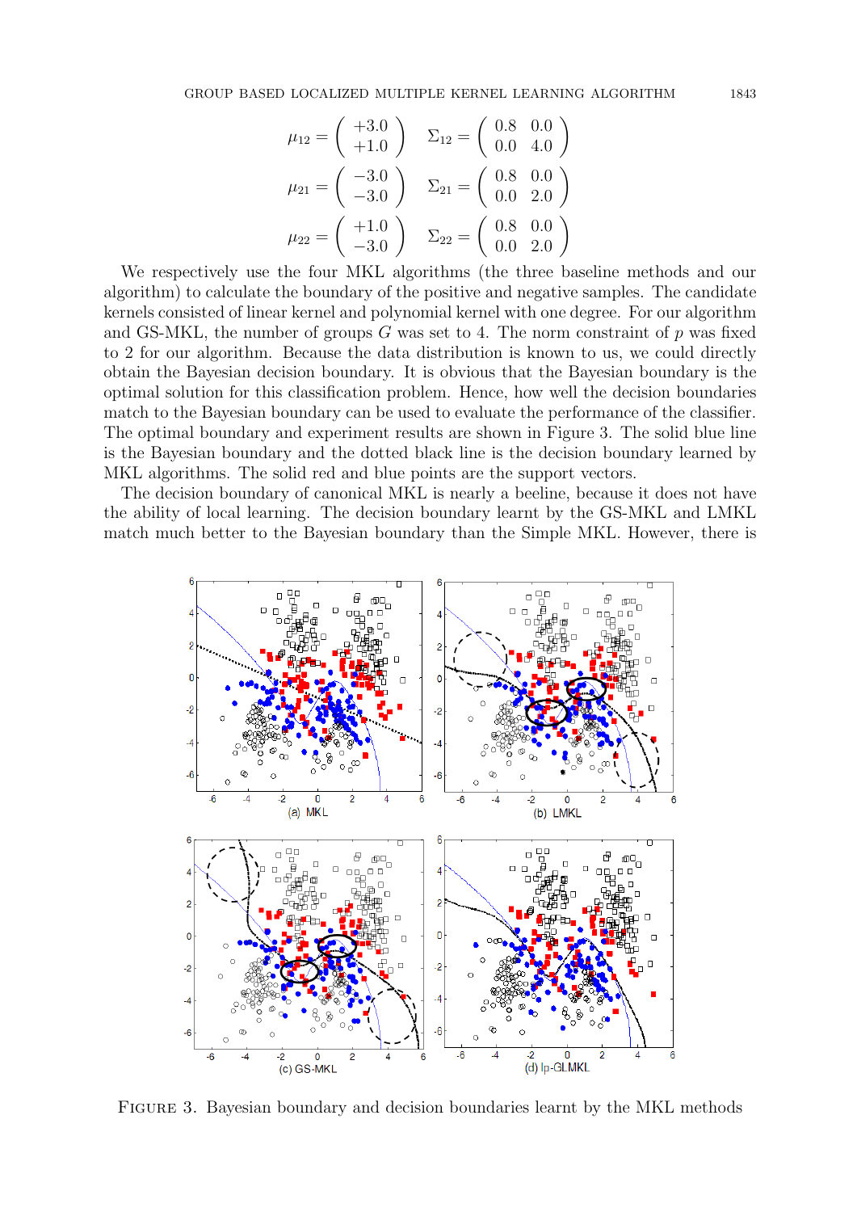$$\mu_{12} = \begin{pmatrix} +3.0 \\ +1.0 \end{pmatrix} \quad \Sigma_{12} = \begin{pmatrix} 0.8 & 0.0 \\ 0.0 & 4.0 \end{pmatrix}$$

$$\mu_{21} = \begin{pmatrix} -3.0 \\ -3.0 \end{pmatrix} \quad \Sigma_{21} = \begin{pmatrix} 0.8 & 0.0 \\ 0.0 & 2.0 \end{pmatrix}$$

$$\mu_{22} = \begin{pmatrix} +1.0 \\ -3.0 \end{pmatrix} \quad \Sigma_{22} = \begin{pmatrix} 0.8 & 0.0 \\ 0.0 & 2.0 \end{pmatrix}$$

We respectively use the four MKL algorithms (the three baseline methods and our algorithm) to calculate the boundary of the positive and negative samples. The candidate kernels consisted of linear kernel and polynomial kernel with one degree. For our algorithm and GS-MKL, the number of groups $G$ was set to 4. The norm constraint of $p$ was fixed to 2 for our algorithm. Because the data distribution is known to us, we could directly obtain the Bayesian decision boundary. It is obvious that the Bayesian boundary is the optimal solution for this classification problem. Hence, how well the decision boundaries match to the Bayesian boundary can be used to evaluate the performance of the classifier. The optimal boundary and experiment results are shown in Figure 3. The solid blue line is the Bayesian boundary and the dotted black line is the decision boundary learned by MKL algorithms. The solid red and blue points are the support vectors.

The decision boundary of canonical MKL is nearly a beeline, because it does not have the ability of local learning. The decision boundary learnt by the GS-MKL and LMKL match much better to the Bayesian boundary than the Simple MKL. However, there is

(a) MKL (b) LMKL (c) GS-MKL (d) lp-GLMKL

Figure 3. Bayesian boundary and decision boundaries learnt by the MKL methods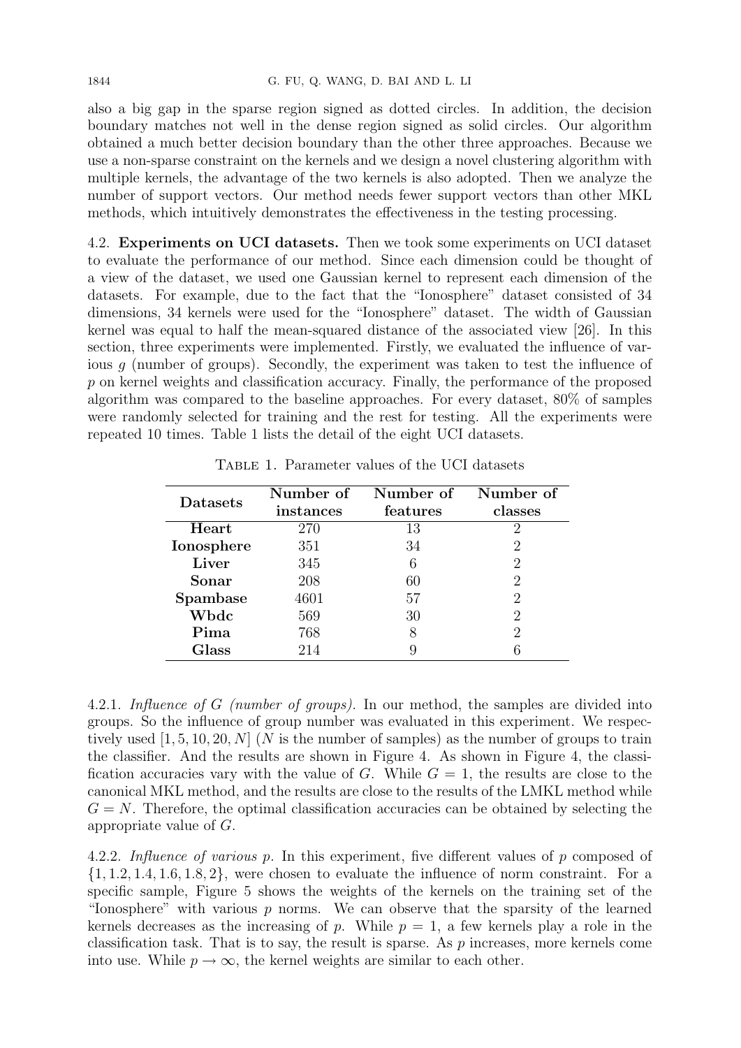also a big gap in the sparse region signed as dotted circles. In addition, the decision boundary matches not well in the dense region signed as solid circles. Our algorithm obtained a much better decision boundary than the other three approaches. Because we use a non-sparse constraint on the kernels and we design a novel clustering algorithm with multiple kernels, the advantage of the two kernels is also adopted. Then we analyze the number of support vectors. Our method needs fewer support vectors than other MKL methods, which intuitively demonstrates the effectiveness in the testing processing.

4.2. **Experiments on UCI datasets.** Then we took some experiments on UCI dataset to evaluate the performance of our method. Since each dimension could be thought of a view of the dataset, we used one Gaussian kernel to represent each dimension of the datasets. For example, due to the fact that the "Ionosphere" dataset consisted of 34 dimensions, 34 kernels were used for the "Ionosphere" dataset. The width of Gaussian kernel was equal to half the mean-squared distance of the associated view [26]. In this section, three experiments were implemented. Firstly, we evaluated the influence of various $g$ (number of groups). Secondly, the experiment was taken to test the influence of $p$ on kernel weights and classification accuracy. Finally, the performance of the proposed algorithm was compared to the baseline approaches. For every dataset, 80% of samples were randomly selected for training and the rest for testing. All the experiments were repeated 10 times. Table 1 lists the detail of the eight UCI datasets.

Table 1. Parameter values of the UCI datasets

| Datasets | Number of instances | Number of features | Number of classes |
|---|---|---|---|
| **Heart** | 270 | 13 | 2 |
| **Ionosphere** | 351 | 34 | 2 |
| **Liver** | 345 | 6 | 2 |
| **Sonar** | 208 | 60 | 2 |
| **Spambase** | 4601 | 57 | 2 |
| **Wbdc** | 569 | 30 | 2 |
| **Pima** | 768 | 8 | 2 |
| **Glass** | 214 | 9 | 6 |

4.2.1. *Influence of G (number of groups).* In our method, the samples are divided into groups. So the influence of group number was evaluated in this experiment. We respectively used $[1, 5, 10, 20, N]$ ($N$ is the number of samples) as the number of groups to train the classifier. And the results are shown in Figure 4. As shown in Figure 4, the classification accuracies vary with the value of $G$. While $G = 1$, the results are close to the canonical MKL method, and the results are close to the results of the LMKL method while $G = N$. Therefore, the optimal classification accuracies can be obtained by selecting the appropriate value of $G$.

4.2.2. *Influence of various p.* In this experiment, five different values of $p$ composed of $\{1, 1.2, 1.4, 1.6, 1.8, 2\}$, were chosen to evaluate the influence of norm constraint. For a specific sample, Figure 5 shows the weights of the kernels on the training set of the "Ionosphere" with various $p$ norms. We can observe that the sparsity of the learned kernels decreases as the increasing of $p$. While $p = 1$, a few kernels play a role in the classification task. That is to say, the result is sparse. As $p$ increases, more kernels come into use. While $p \to \infty$, the kernel weights are similar to each other.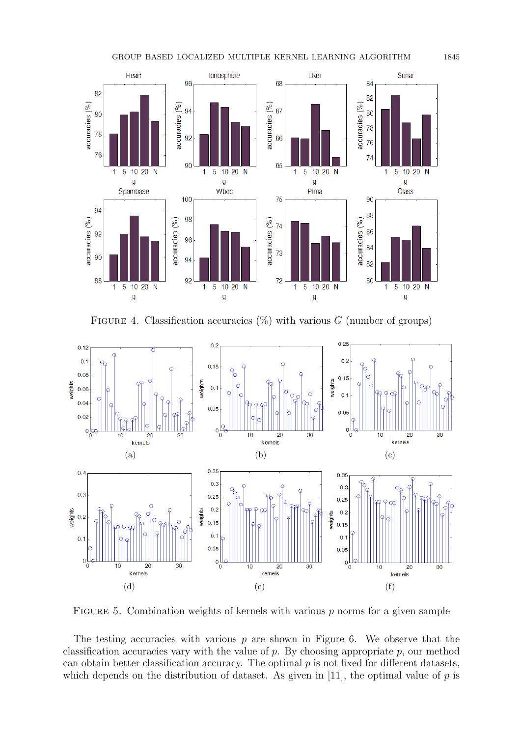FIGURE 4. Classification accuracies (%) with various $G$ (number of groups)

FIGURE 5. Combination weights of kernels with various $p$ norms for a given sample

The testing accuracies with various $p$ are shown in Figure 6. We observe that the classification accuracies vary with the value of $p$. By choosing appropriate $p$, our method can obtain better classification accuracy. The optimal $p$ is not fixed for different datasets, which depends on the distribution of dataset. As given in [11], the optimal value of $p$ is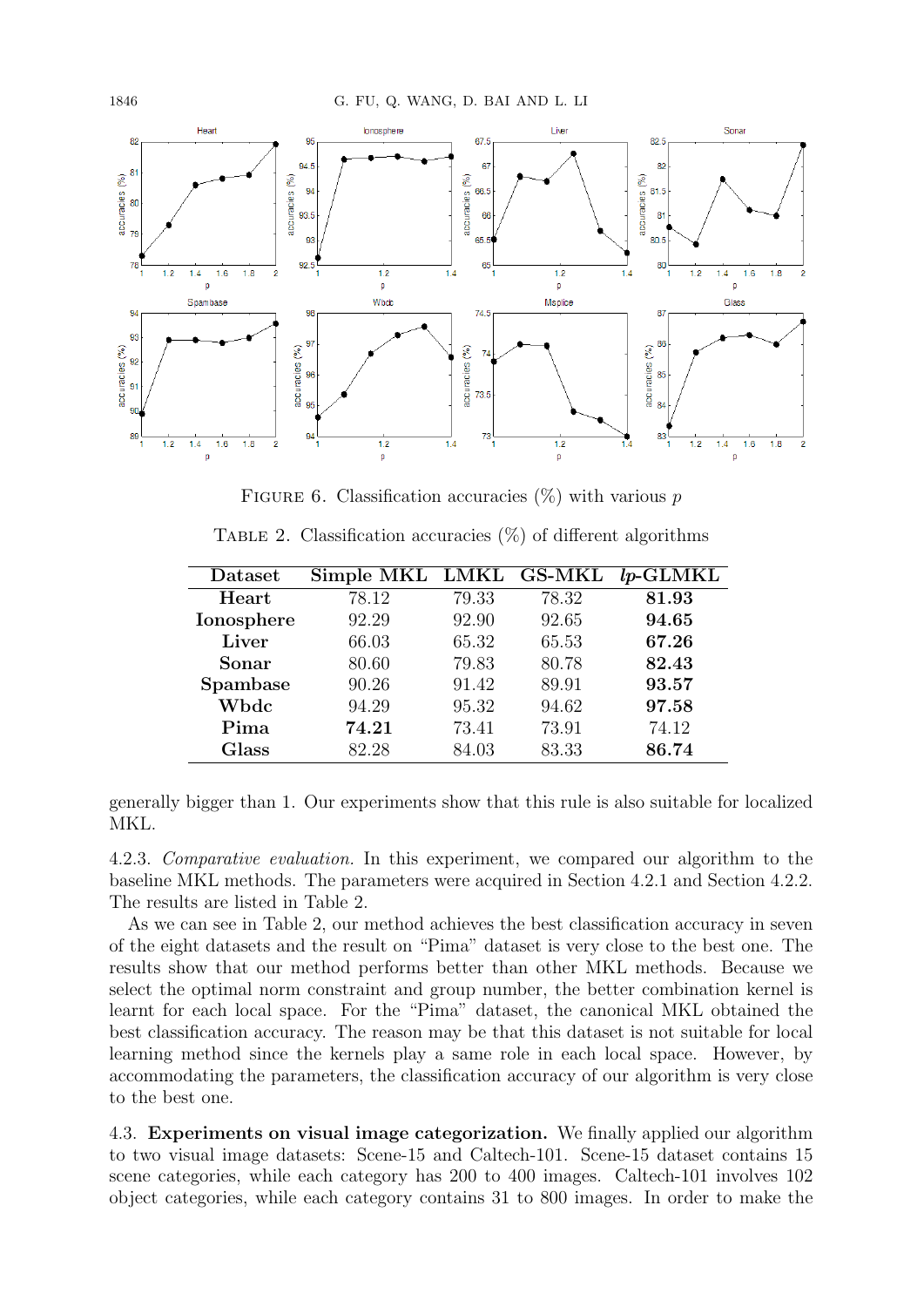FIGURE 6. Classification accuracies (%) with various $p$

TABLE 2. Classification accuracies (%) of different algorithms

| Dataset | Simple MKL | LMKL | GS-MKL | *lp*-GLMKL |
|---|---|---|---|---|
| **Heart** | 78.12 | 79.33 | 78.32 | **81.93** |
| **Ionosphere** | 92.29 | 92.90 | 92.65 | **94.65** |
| **Liver** | 66.03 | 65.32 | 65.53 | **67.26** |
| **Sonar** | 80.60 | 79.83 | 80.78 | **82.43** |
| **Spambase** | 90.26 | 91.42 | 89.91 | **93.57** |
| **Wbdc** | 94.29 | 95.32 | 94.62 | **97.58** |
| **Pima** | **74.21** | 73.41 | 73.91 | 74.12 |
| **Glass** | 82.28 | 84.03 | 83.33 | **86.74** |

generally bigger than 1. Our experiments show that this rule is also suitable for localized MKL.

4.2.3. *Comparative evaluation.* In this experiment, we compared our algorithm to the baseline MKL methods. The parameters were acquired in Section 4.2.1 and Section 4.2.2. The results are listed in Table 2.

As we can see in Table 2, our method achieves the best classification accuracy in seven of the eight datasets and the result on "Pima" dataset is very close to the best one. The results show that our method performs better than other MKL methods. Because we select the optimal norm constraint and group number, the better combination kernel is learnt for each local space. For the "Pima" dataset, the canonical MKL obtained the best classification accuracy. The reason may be that this dataset is not suitable for local learning method since the kernels play a same role in each local space. However, by accommodating the parameters, the classification accuracy of our algorithm is very close to the best one.

4.3. **Experiments on visual image categorization.** We finally applied our algorithm to two visual image datasets: Scene-15 and Caltech-101. Scene-15 dataset contains 15 scene categories, while each category has 200 to 400 images. Caltech-101 involves 102 object categories, while each category contains 31 to 800 images. In order to make the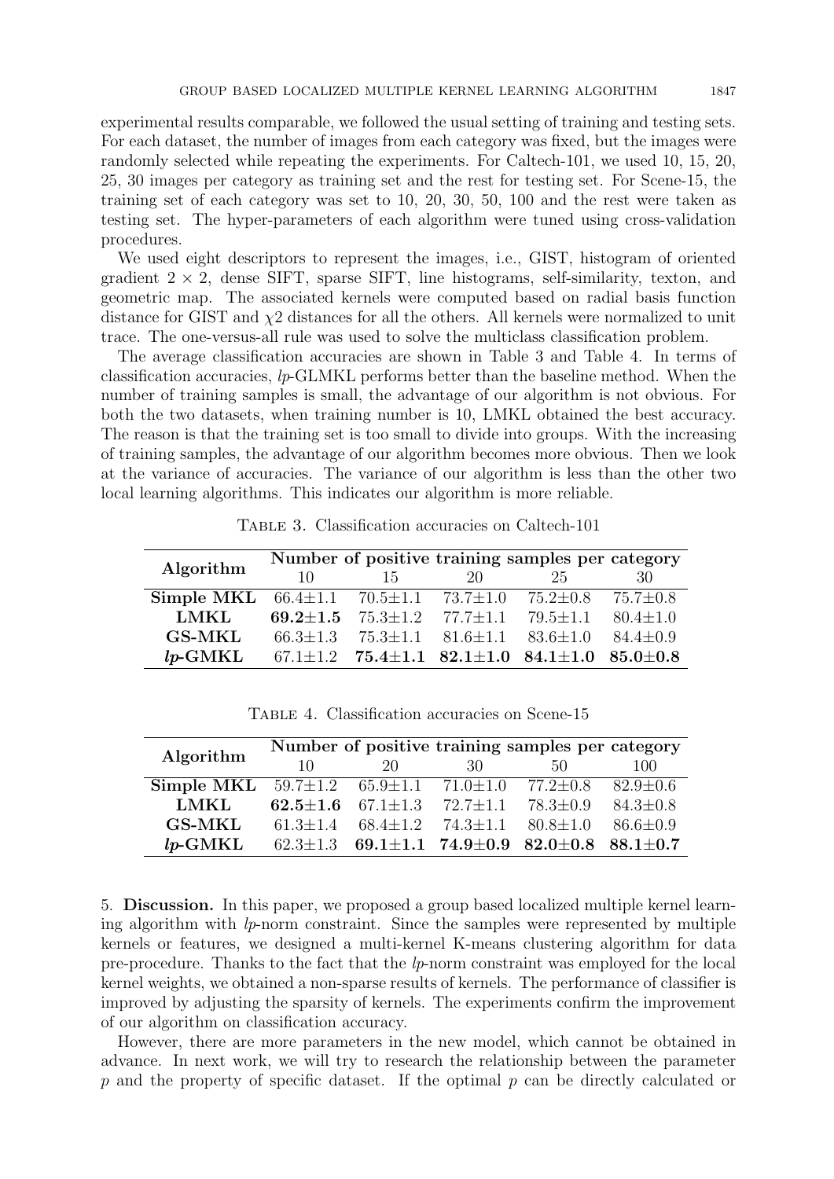experimental results comparable, we followed the usual setting of training and testing sets. For each dataset, the number of images from each category was fixed, but the images were randomly selected while repeating the experiments. For Caltech-101, we used 10, 15, 20, 25, 30 images per category as training set and the rest for testing set. For Scene-15, the training set of each category was set to 10, 20, 30, 50, 100 and the rest were taken as testing set. The hyper-parameters of each algorithm were tuned using cross-validation procedures.

We used eight descriptors to represent the images, i.e., GIST, histogram of oriented gradient $2 \times 2$, dense SIFT, sparse SIFT, line histograms, self-similarity, texton, and geometric map. The associated kernels were computed based on radial basis function distance for GIST and $\chi 2$ distances for all the others. All kernels were normalized to unit trace. The one-versus-all rule was used to solve the multiclass classification problem.

The average classification accuracies are shown in Table 3 and Table 4. In terms of classification accuracies, *lp*-GLMKL performs better than the baseline method. When the number of training samples is small, the advantage of our algorithm is not obvious. For both the two datasets, when training number is 10, LMKL obtained the best accuracy. The reason is that the training set is too small to divide into groups. With the increasing of training samples, the advantage of our algorithm becomes more obvious. Then we look at the variance of accuracies. The variance of our algorithm is less than the other two local learning algorithms. This indicates our algorithm is more reliable.

Table 3. Classification accuracies on Caltech-101

| Algorithm | Number of positive training samples per category | | | | |
|---|---|---|---|---|---|
| | 10 | 15 | 20 | 25 | 30 |
| **Simple MKL** | 66.4±1.1 | 70.5±1.1 | 73.7±1.0 | 75.2±0.8 | 75.7±0.8 |
| **LMKL** | **69.2±1.5** | 75.3±1.2 | 77.7±1.1 | 79.5±1.1 | 80.4±1.0 |
| **GS-MKL** | 66.3±1.3 | 75.3±1.1 | 81.6±1.1 | 83.6±1.0 | 84.4±0.9 |
| ***lp*-GMKL** | 67.1±1.2 | **75.4±1.1** | **82.1±1.0** | **84.1±1.0** | **85.0±0.8** |

Table 4. Classification accuracies on Scene-15

| Algorithm | Number of positive training samples per category | | | | |
|---|---|---|---|---|---|
| | 10 | 20 | 30 | 50 | 100 |
| **Simple MKL** | 59.7±1.2 | 65.9±1.1 | 71.0±1.0 | 77.2±0.8 | 82.9±0.6 |
| **LMKL** | **62.5±1.6** | 67.1±1.3 | 72.7±1.1 | 78.3±0.9 | 84.3±0.8 |
| **GS-MKL** | 61.3±1.4 | 68.4±1.2 | 74.3±1.1 | 80.8±1.0 | 86.6±0.9 |
| ***lp*-GMKL** | 62.3±1.3 | **69.1±1.1** | **74.9±0.9** | **82.0±0.8** | **88.1±0.7** |

5. **Discussion.** In this paper, we proposed a group based localized multiple kernel learning algorithm with *lp*-norm constraint. Since the samples were represented by multiple kernels or features, we designed a multi-kernel K-means clustering algorithm for data pre-procedure. Thanks to the fact that the *lp*-norm constraint was employed for the local kernel weights, we obtained a non-sparse results of kernels. The performance of classifier is improved by adjusting the sparsity of kernels. The experiments confirm the improvement of our algorithm on classification accuracy.

However, there are more parameters in the new model, which cannot be obtained in advance. In next work, we will try to research the relationship between the parameter $p$ and the property of specific dataset. If the optimal $p$ can be directly calculated or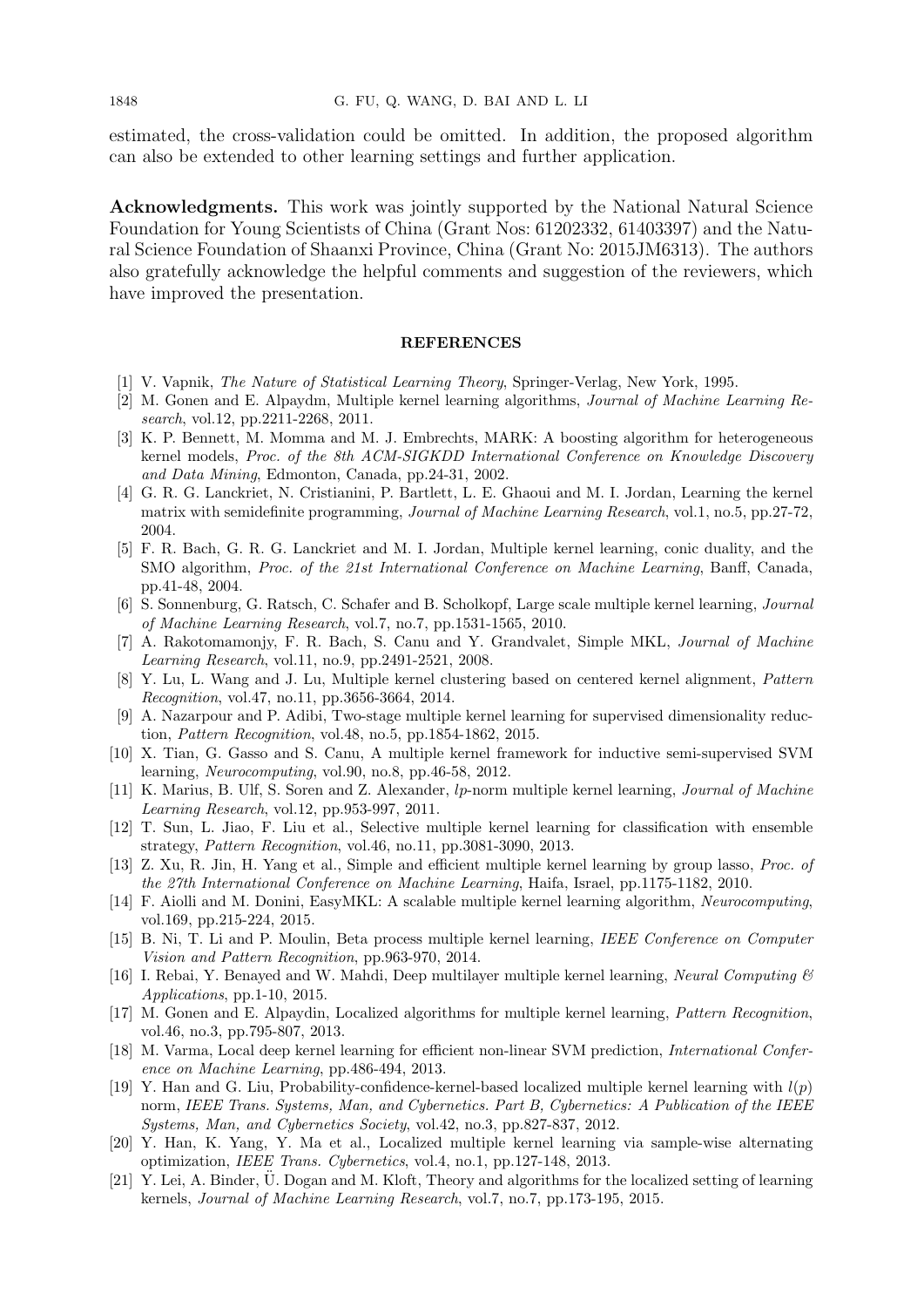estimated, the cross-validation could be omitted. In addition, the proposed algorithm can also be extended to other learning settings and further application.

**Acknowledgments.** This work was jointly supported by the National Natural Science Foundation for Young Scientists of China (Grant Nos: 61202332, 61403397) and the Natural Science Foundation of Shaanxi Province, China (Grant No: 2015JM6313). The authors also gratefully acknowledge the helpful comments and suggestion of the reviewers, which have improved the presentation.

## REFERENCES

[1] V. Vapnik, *The Nature of Statistical Learning Theory*, Springer-Verlag, New York, 1995.

[2] M. Gonen and E. Alpaydm, Multiple kernel learning algorithms, *Journal of Machine Learning Research*, vol.12, pp.2211-2268, 2011.

[3] K. P. Bennett, M. Momma and M. J. Embrechts, MARK: A boosting algorithm for heterogeneous kernel models, *Proc. of the 8th ACM-SIGKDD International Conference on Knowledge Discovery and Data Mining*, Edmonton, Canada, pp.24-31, 2002.

[4] G. R. G. Lanckriet, N. Cristianini, P. Bartlett, L. E. Ghaoui and M. I. Jordan, Learning the kernel matrix with semidefinite programming, *Journal of Machine Learning Research*, vol.1, no.5, pp.27-72, 2004.

[5] F. R. Bach, G. R. G. Lanckriet and M. I. Jordan, Multiple kernel learning, conic duality, and the SMO algorithm, *Proc. of the 21st International Conference on Machine Learning*, Banff, Canada, pp.41-48, 2004.

[6] S. Sonnenburg, G. Ratsch, C. Schafer and B. Scholkopf, Large scale multiple kernel learning, *Journal of Machine Learning Research*, vol.7, no.7, pp.1531-1565, 2010.

[7] A. Rakotomamonjy, F. R. Bach, S. Canu and Y. Grandvalet, Simple MKL, *Journal of Machine Learning Research*, vol.11, no.9, pp.2491-2521, 2008.

[8] Y. Lu, L. Wang and J. Lu, Multiple kernel clustering based on centered kernel alignment, *Pattern Recognition*, vol.47, no.11, pp.3656-3664, 2014.

[9] A. Nazarpour and P. Adibi, Two-stage multiple kernel learning for supervised dimensionality reduction, *Pattern Recognition*, vol.48, no.5, pp.1854-1862, 2015.

[10] X. Tian, G. Gasso and S. Canu, A multiple kernel framework for inductive semi-supervised SVM learning, *Neurocomputing*, vol.90, no.8, pp.46-58, 2012.

[11] K. Marius, B. Ulf, S. Soren and Z. Alexander, *lp*-norm multiple kernel learning, *Journal of Machine Learning Research*, vol.12, pp.953-997, 2011.

[12] T. Sun, L. Jiao, F. Liu et al., Selective multiple kernel learning for classification with ensemble strategy, *Pattern Recognition*, vol.46, no.11, pp.3081-3090, 2013.

[13] Z. Xu, R. Jin, H. Yang et al., Simple and efficient multiple kernel learning by group lasso, *Proc. of the 27th International Conference on Machine Learning*, Haifa, Israel, pp.1175-1182, 2010.

[14] F. Aiolli and M. Donini, EasyMKL: A scalable multiple kernel learning algorithm, *Neurocomputing*, vol.169, pp.215-224, 2015.

[15] B. Ni, T. Li and P. Moulin, Beta process multiple kernel learning, *IEEE Conference on Computer Vision and Pattern Recognition*, pp.963-970, 2014.

[16] I. Rebai, Y. Benayed and W. Mahdi, Deep multilayer multiple kernel learning, *Neural Computing & Applications*, pp.1-10, 2015.

[17] M. Gonen and E. Alpaydin, Localized algorithms for multiple kernel learning, *Pattern Recognition*, vol.46, no.3, pp.795-807, 2013.

[18] M. Varma, Local deep kernel learning for efficient non-linear SVM prediction, *International Conference on Machine Learning*, pp.486-494, 2013.

[19] Y. Han and G. Liu, Probability-confidence-kernel-based localized multiple kernel learning with $l(p)$ norm, *IEEE Trans. Systems, Man, and Cybernetics. Part B, Cybernetics: A Publication of the IEEE Systems, Man, and Cybernetics Society*, vol.42, no.3, pp.827-837, 2012.

[20] Y. Han, K. Yang, Y. Ma et al., Localized multiple kernel learning via sample-wise alternating optimization, *IEEE Trans. Cybernetics*, vol.4, no.1, pp.127-148, 2013.

[21] Y. Lei, A. Binder, Ü. Dogan and M. Kloft, Theory and algorithms for the localized setting of learning kernels, *Journal of Machine Learning Research*, vol.7, no.7, pp.173-195, 2015.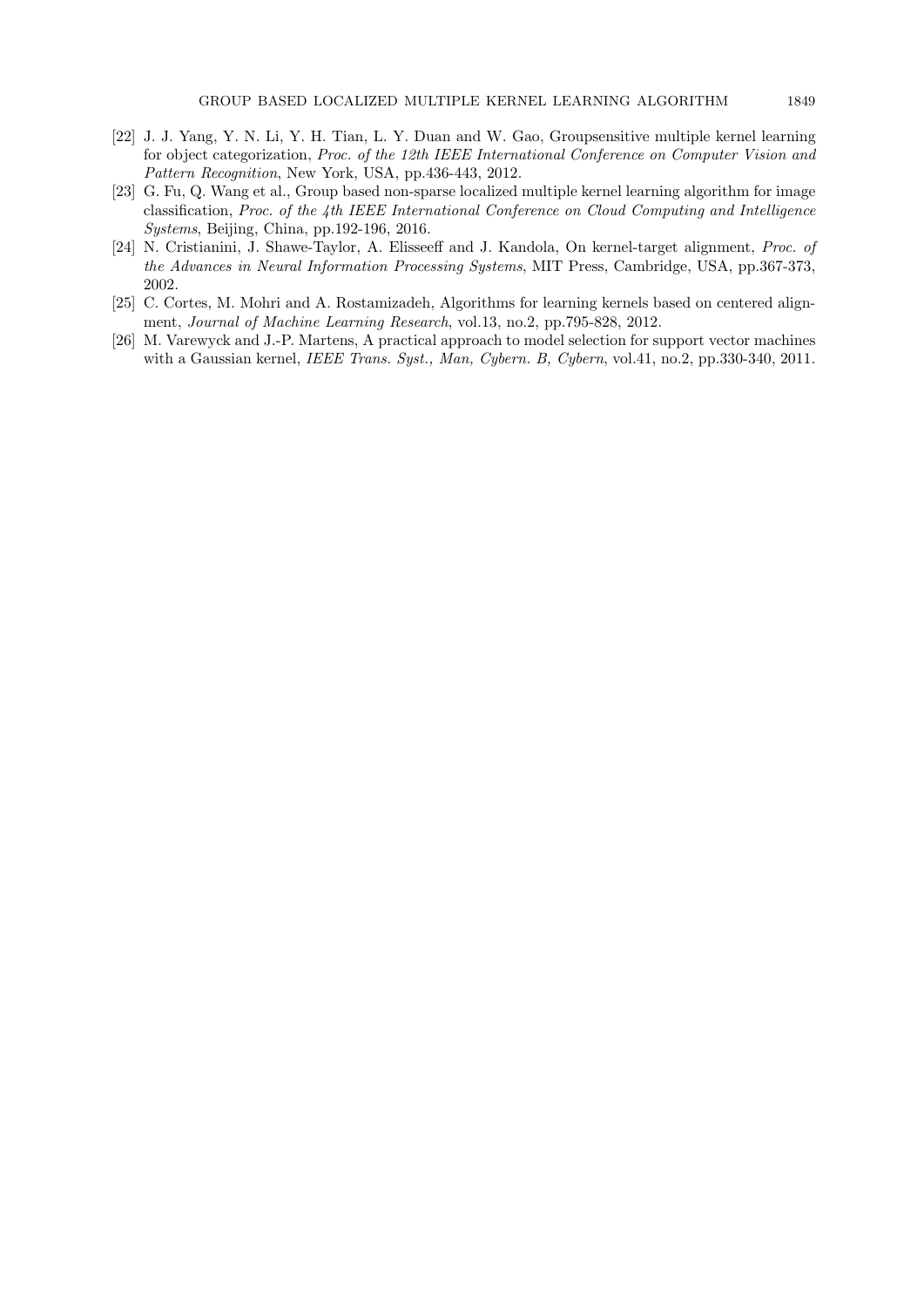[22] J. J. Yang, Y. N. Li, Y. H. Tian, L. Y. Duan and W. Gao, Groupsensitive multiple kernel learning for object categorization, *Proc. of the 12th IEEE International Conference on Computer Vision and Pattern Recognition*, New York, USA, pp.436-443, 2012.

[23] G. Fu, Q. Wang et al., Group based non-sparse localized multiple kernel learning algorithm for image classification, *Proc. of the 4th IEEE International Conference on Cloud Computing and Intelligence Systems*, Beijing, China, pp.192-196, 2016.

[24] N. Cristianini, J. Shawe-Taylor, A. Elisseeff and J. Kandola, On kernel-target alignment, *Proc. of the Advances in Neural Information Processing Systems*, MIT Press, Cambridge, USA, pp.367-373, 2002.

[25] C. Cortes, M. Mohri and A. Rostamizadeh, Algorithms for learning kernels based on centered alignment, *Journal of Machine Learning Research*, vol.13, no.2, pp.795-828, 2012.

[26] M. Varewyck and J.-P. Martens, A practical approach to model selection for support vector machines with a Gaussian kernel, *IEEE Trans. Syst., Man, Cybern. B, Cybern*, vol.41, no.2, pp.330-340, 2011.